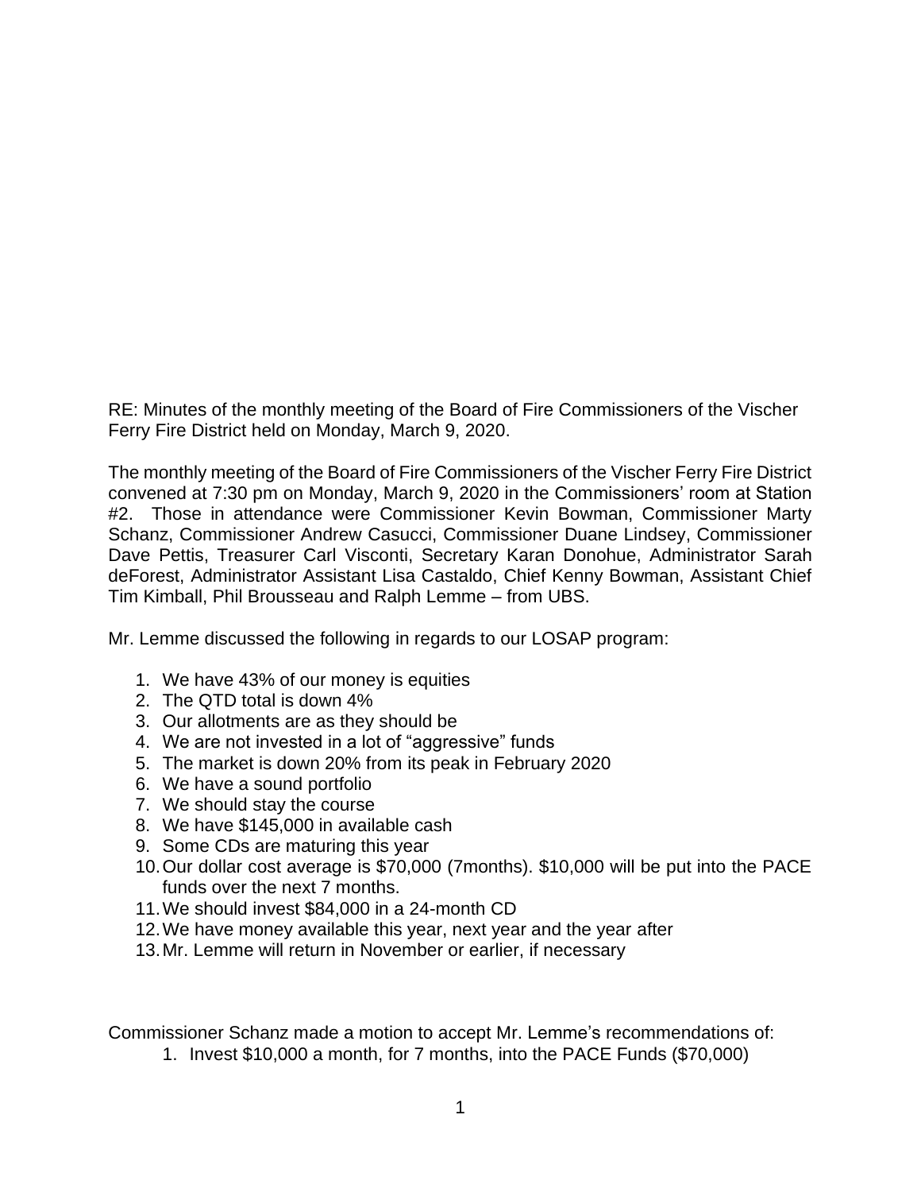RE: Minutes of the monthly meeting of the Board of Fire Commissioners of the Vischer Ferry Fire District held on Monday, March 9, 2020.

The monthly meeting of the Board of Fire Commissioners of the Vischer Ferry Fire District convened at 7:30 pm on Monday, March 9, 2020 in the Commissioners' room at Station #2. Those in attendance were Commissioner Kevin Bowman, Commissioner Marty Schanz, Commissioner Andrew Casucci, Commissioner Duane Lindsey, Commissioner Dave Pettis, Treasurer Carl Visconti, Secretary Karan Donohue, Administrator Sarah deForest, Administrator Assistant Lisa Castaldo, Chief Kenny Bowman, Assistant Chief Tim Kimball, Phil Brousseau and Ralph Lemme – from UBS.

Mr. Lemme discussed the following in regards to our LOSAP program:

1. We have 43% of our money is equities
2. The QTD total is down 4%
3. Our allotments are as they should be
4. We are not invested in a lot of "aggressive" funds
5. The market is down 20% from its peak in February 2020
6. We have a sound portfolio
7. We should stay the course
8. We have $145,000 in available cash
9. Some CDs are maturing this year
10. Our dollar cost average is $70,000 (7months). $10,000 will be put into the PACE funds over the next 7 months.
11. We should invest $84,000 in a 24-month CD
12. We have money available this year, next year and the year after
13. Mr. Lemme will return in November or earlier, if necessary

Commissioner Schanz made a motion to accept Mr. Lemme's recommendations of:

1. Invest $10,000 a month, for 7 months, into the PACE Funds ($70,000)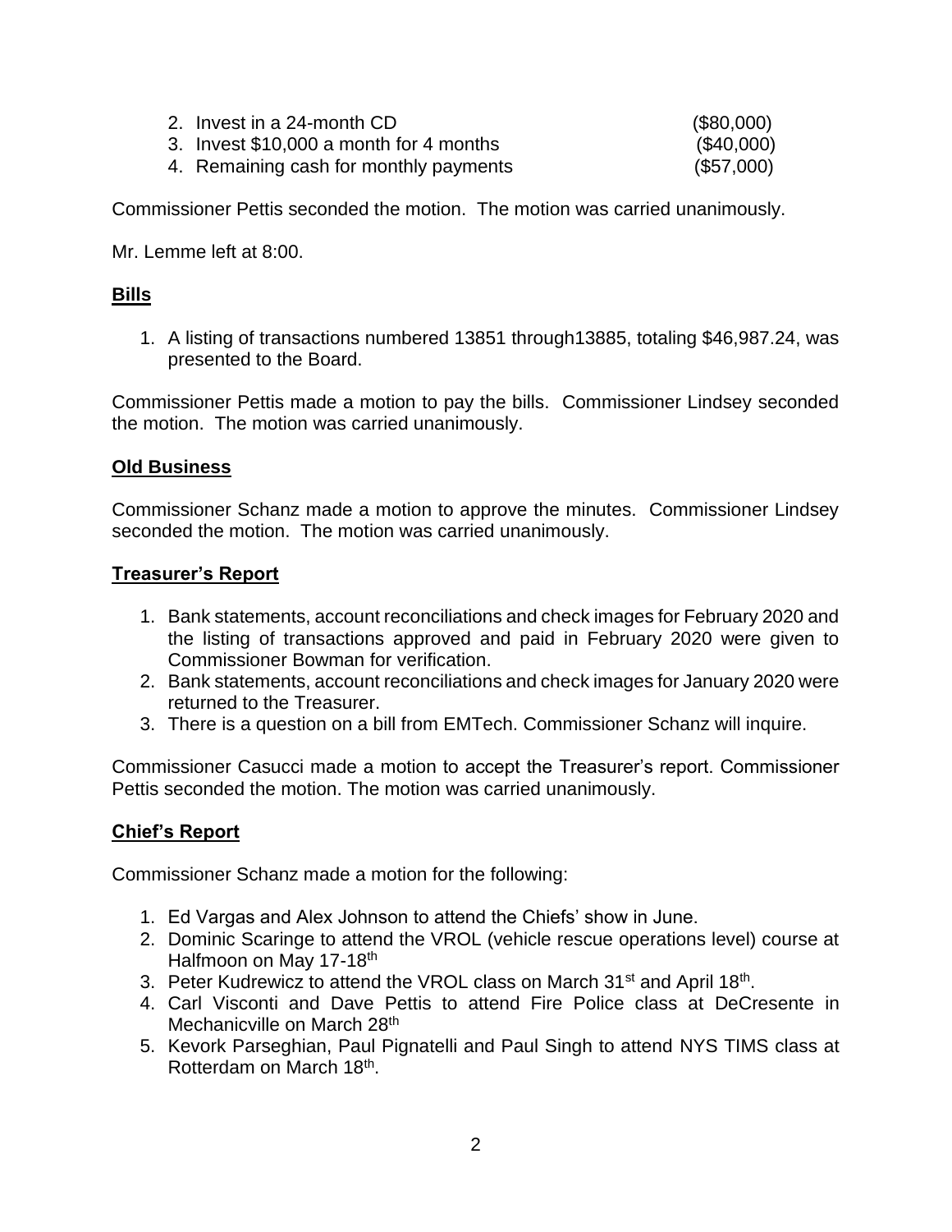2. Invest in a 24-month CD ($80,000)
3. Invest $10,000 a month for 4 months ($40,000)
4. Remaining cash for monthly payments ($57,000)

Commissioner Pettis seconded the motion. The motion was carried unanimously.

Mr. Lemme left at 8:00.

## Bills

1. A listing of transactions numbered 13851 through13885, totaling $46,987.24, was presented to the Board.

Commissioner Pettis made a motion to pay the bills. Commissioner Lindsey seconded the motion. The motion was carried unanimously.

## Old Business

Commissioner Schanz made a motion to approve the minutes. Commissioner Lindsey seconded the motion. The motion was carried unanimously.

## Treasurer's Report

1. Bank statements, account reconciliations and check images for February 2020 and the listing of transactions approved and paid in February 2020 were given to Commissioner Bowman for verification.
2. Bank statements, account reconciliations and check images for January 2020 were returned to the Treasurer.
3. There is a question on a bill from EMTech. Commissioner Schanz will inquire.

Commissioner Casucci made a motion to accept the Treasurer's report. Commissioner Pettis seconded the motion. The motion was carried unanimously.

## Chief's Report

Commissioner Schanz made a motion for the following:

1. Ed Vargas and Alex Johnson to attend the Chiefs' show in June.
2. Dominic Scaringe to attend the VROL (vehicle rescue operations level) course at Halfmoon on May 17-18th
3. Peter Kudrewicz to attend the VROL class on March 31st and April 18th.
4. Carl Visconti and Dave Pettis to attend Fire Police class at DeCresente in Mechanicville on March 28th
5. Kevork Parseghian, Paul Pignatelli and Paul Singh to attend NYS TIMS class at Rotterdam on March 18th.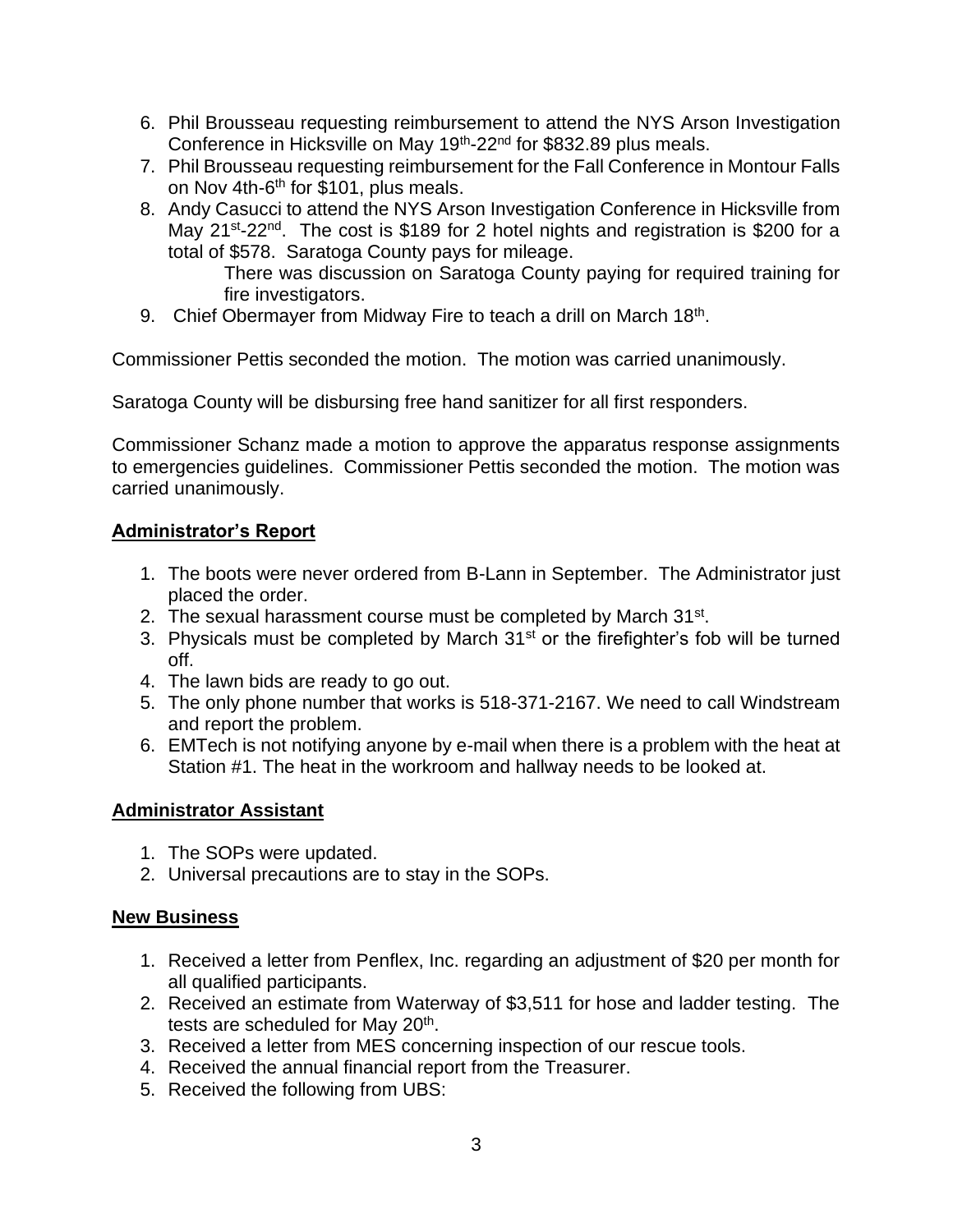6. Phil Brousseau requesting reimbursement to attend the NYS Arson Investigation Conference in Hicksville on May 19th-22nd for $832.89 plus meals.
7. Phil Brousseau requesting reimbursement for the Fall Conference in Montour Falls on Nov 4th-6th for $101, plus meals.
8. Andy Casucci to attend the NYS Arson Investigation Conference in Hicksville from May 21st-22nd. The cost is $189 for 2 hotel nights and registration is $200 for a total of $578. Saratoga County pays for mileage.

   There was discussion on Saratoga County paying for required training for fire investigators.
9. Chief Obermayer from Midway Fire to teach a drill on March 18th.

Commissioner Pettis seconded the motion. The motion was carried unanimously.

Saratoga County will be disbursing free hand sanitizer for all first responders.

Commissioner Schanz made a motion to approve the apparatus response assignments to emergencies guidelines. Commissioner Pettis seconded the motion. The motion was carried unanimously.

## Administrator's Report

1. The boots were never ordered from B-Lann in September. The Administrator just placed the order.
2. The sexual harassment course must be completed by March 31st.
3. Physicals must be completed by March 31st or the firefighter's fob will be turned off.
4. The lawn bids are ready to go out.
5. The only phone number that works is 518-371-2167. We need to call Windstream and report the problem.
6. EMTech is not notifying anyone by e-mail when there is a problem with the heat at Station #1. The heat in the workroom and hallway needs to be looked at.

## Administrator Assistant

1. The SOPs were updated.
2. Universal precautions are to stay in the SOPs.

## New Business

1. Received a letter from Penflex, Inc. regarding an adjustment of $20 per month for all qualified participants.
2. Received an estimate from Waterway of $3,511 for hose and ladder testing. The tests are scheduled for May 20th.
3. Received a letter from MES concerning inspection of our rescue tools.
4. Received the annual financial report from the Treasurer.
5. Received the following from UBS: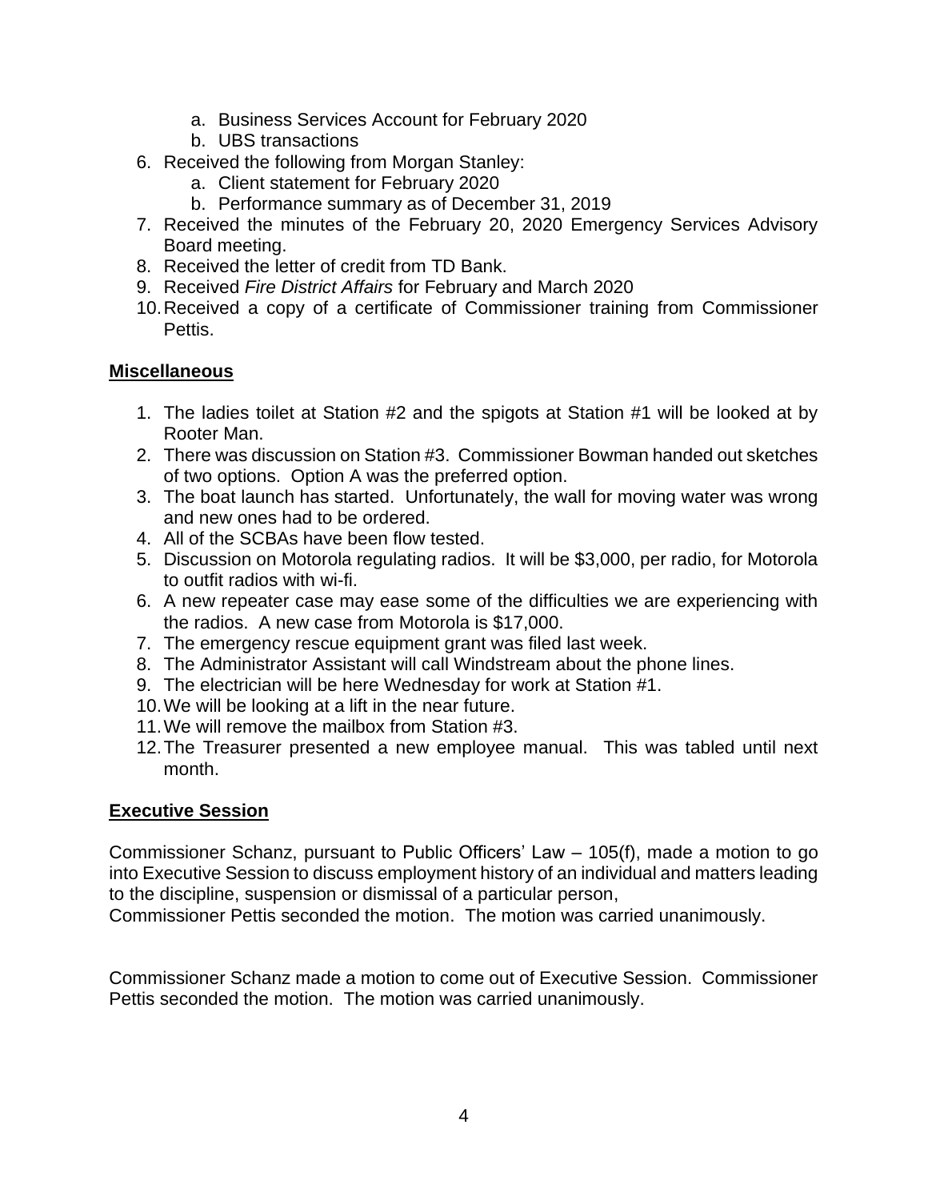a. Business Services Account for February 2020
   b. UBS transactions
6. Received the following from Morgan Stanley:
   a. Client statement for February 2020
   b. Performance summary as of December 31, 2019
7. Received the minutes of the February 20, 2020 Emergency Services Advisory Board meeting.
8. Received the letter of credit from TD Bank.
9. Received *Fire District Affairs* for February and March 2020
10. Received a copy of a certificate of Commissioner training from Commissioner Pettis.

**Miscellaneous**

1. The ladies toilet at Station #2 and the spigots at Station #1 will be looked at by Rooter Man.
2. There was discussion on Station #3. Commissioner Bowman handed out sketches of two options. Option A was the preferred option.
3. The boat launch has started. Unfortunately, the wall for moving water was wrong and new ones had to be ordered.
4. All of the SCBAs have been flow tested.
5. Discussion on Motorola regulating radios. It will be $3,000, per radio, for Motorola to outfit radios with wi-fi.
6. A new repeater case may ease some of the difficulties we are experiencing with the radios. A new case from Motorola is $17,000.
7. The emergency rescue equipment grant was filed last week.
8. The Administrator Assistant will call Windstream about the phone lines.
9. The electrician will be here Wednesday for work at Station #1.
10. We will be looking at a lift in the near future.
11. We will remove the mailbox from Station #3.
12. The Treasurer presented a new employee manual. This was tabled until next month.

**Executive Session**

Commissioner Schanz, pursuant to Public Officers' Law – 105(f), made a motion to go into Executive Session to discuss employment history of an individual and matters leading to the discipline, suspension or dismissal of a particular person,
Commissioner Pettis seconded the motion. The motion was carried unanimously.

Commissioner Schanz made a motion to come out of Executive Session. Commissioner Pettis seconded the motion. The motion was carried unanimously.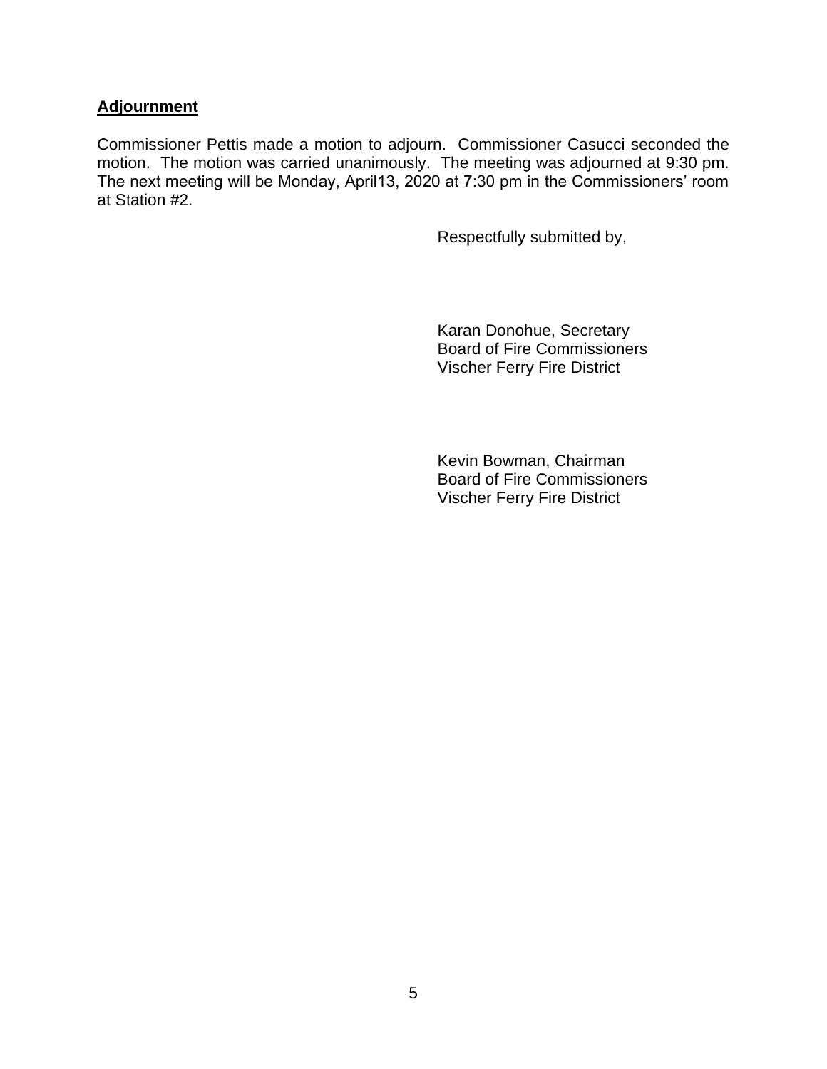**Adjournment**

Commissioner Pettis made a motion to adjourn. Commissioner Casucci seconded the motion. The motion was carried unanimously. The meeting was adjourned at 9:30 pm. The next meeting will be Monday, April13, 2020 at 7:30 pm in the Commissioners' room at Station #2.

Respectfully submitted by,

Karan Donohue, Secretary
Board of Fire Commissioners
Vischer Ferry Fire District

Kevin Bowman, Chairman
Board of Fire Commissioners
Vischer Ferry Fire District